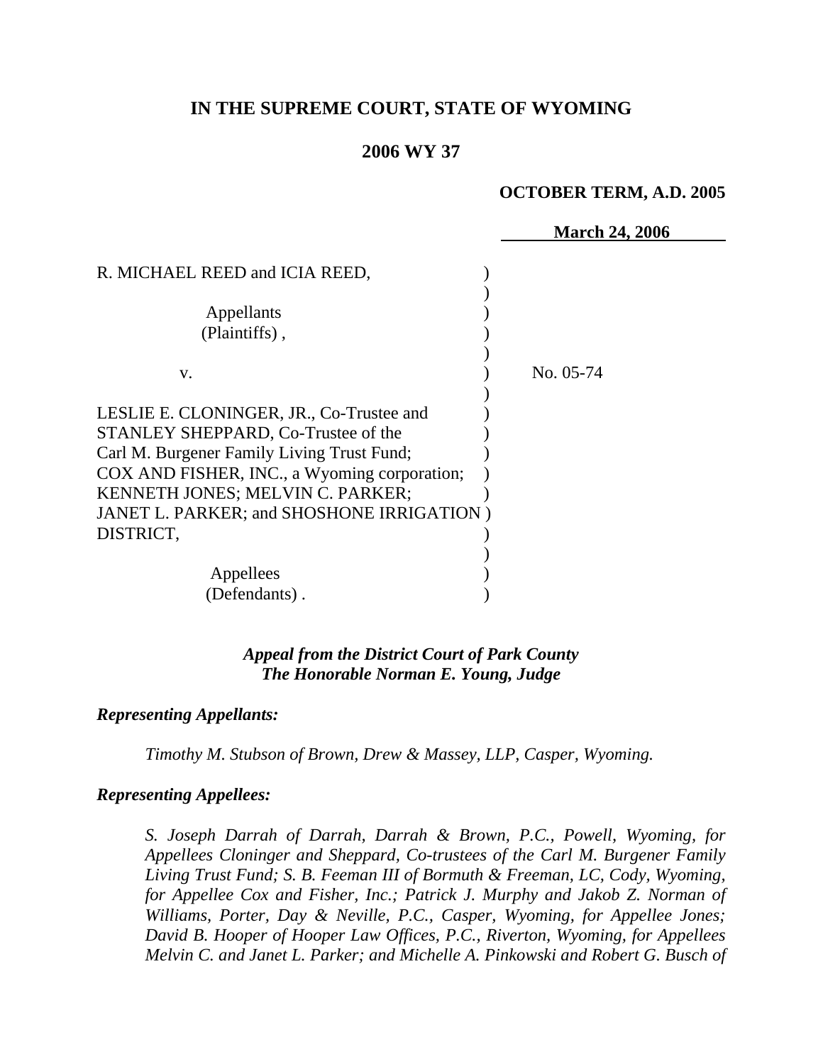# IN THE SUPREME COURT, STATE OF WYOMING

## 2006 WY 37

**OCTOBER TERM, A.D. 2005**

**March 24, 2006**

R. MICHAEL REED and ICIA REED,

Appellants
(Plaintiffs),

v.

LESLIE E. CLONINGER, JR., Co-Trustee and STANLEY SHEPPARD, Co-Trustee of the Carl M. Burgener Family Living Trust Fund; COX AND FISHER, INC., a Wyoming corporation; KENNETH JONES; MELVIN C. PARKER; JANET L. PARKER; and SHOSHONE IRRIGATION DISTRICT,

Appellees
(Defendants).

No. 05-74

***Appeal from the District Court of Park County***
***The Honorable Norman E. Young, Judge***

***Representing Appellants:***

*Timothy M. Stubson of Brown, Drew & Massey, LLP, Casper, Wyoming.*

***Representing Appellees:***

*S. Joseph Darrah of Darrah, Darrah & Brown, P.C., Powell, Wyoming, for Appellees Cloninger and Sheppard, Co-trustees of the Carl M. Burgener Family Living Trust Fund; S. B. Feeman III of Bormuth & Freeman, LC, Cody, Wyoming, for Appellee Cox and Fisher, Inc.; Patrick J. Murphy and Jakob Z. Norman of Williams, Porter, Day & Neville, P.C., Casper, Wyoming, for Appellee Jones; David B. Hooper of Hooper Law Offices, P.C., Riverton, Wyoming, for Appellees Melvin C. and Janet L. Parker; and Michelle A. Pinkowski and Robert G. Busch of*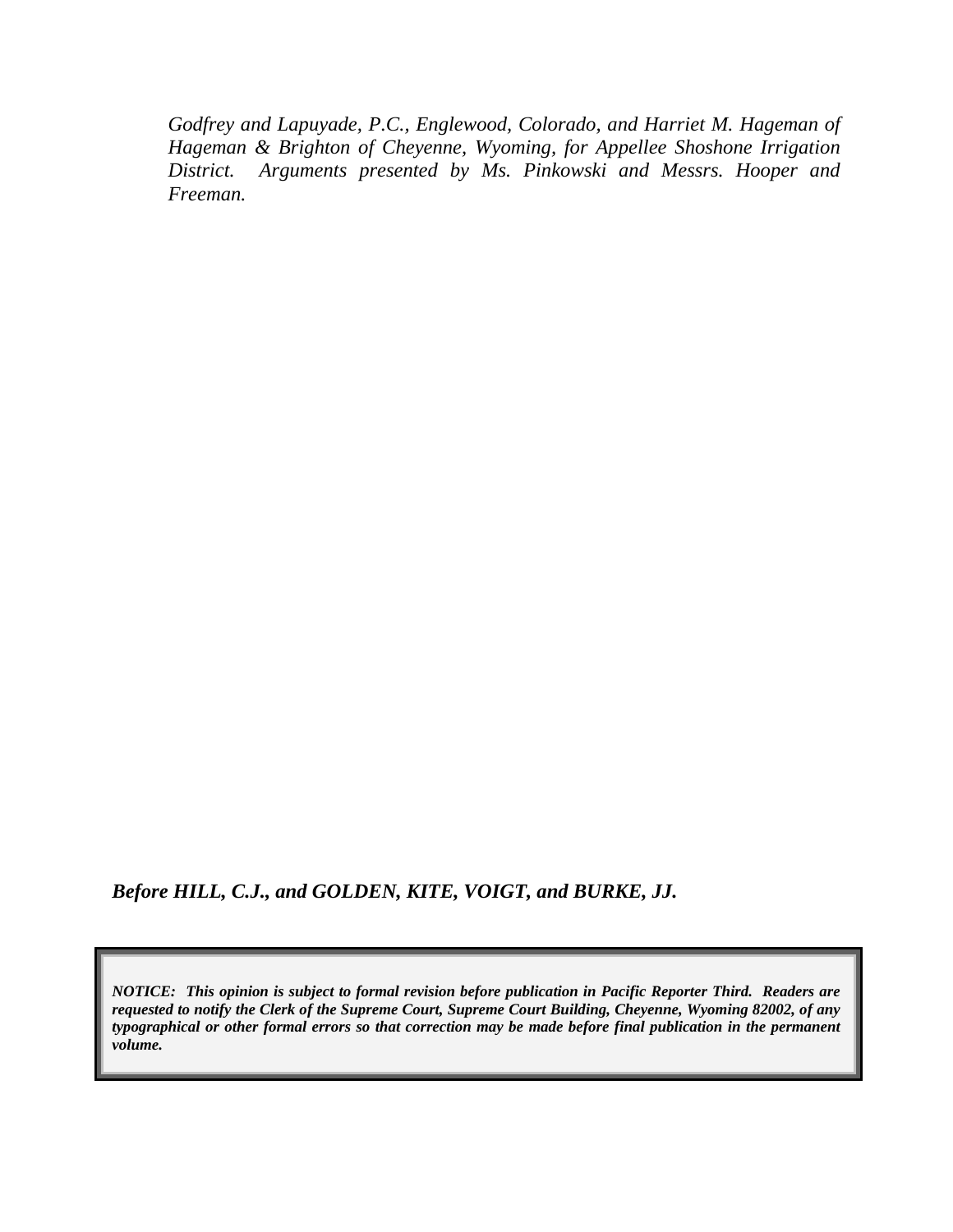*Godfrey and Lapuyade, P.C., Englewood, Colorado, and Harriet M. Hageman of Hageman & Brighton of Cheyenne, Wyoming, for Appellee Shoshone Irrigation District. Arguments presented by Ms. Pinkowski and Messrs. Hooper and Freeman.*

***Before HILL, C.J., and GOLDEN, KITE, VOIGT, and BURKE, JJ.***

***NOTICE: This opinion is subject to formal revision before publication in Pacific Reporter Third. Readers are requested to notify the Clerk of the Supreme Court, Supreme Court Building, Cheyenne, Wyoming 82002, of any typographical or other formal errors so that correction may be made before final publication in the permanent volume.***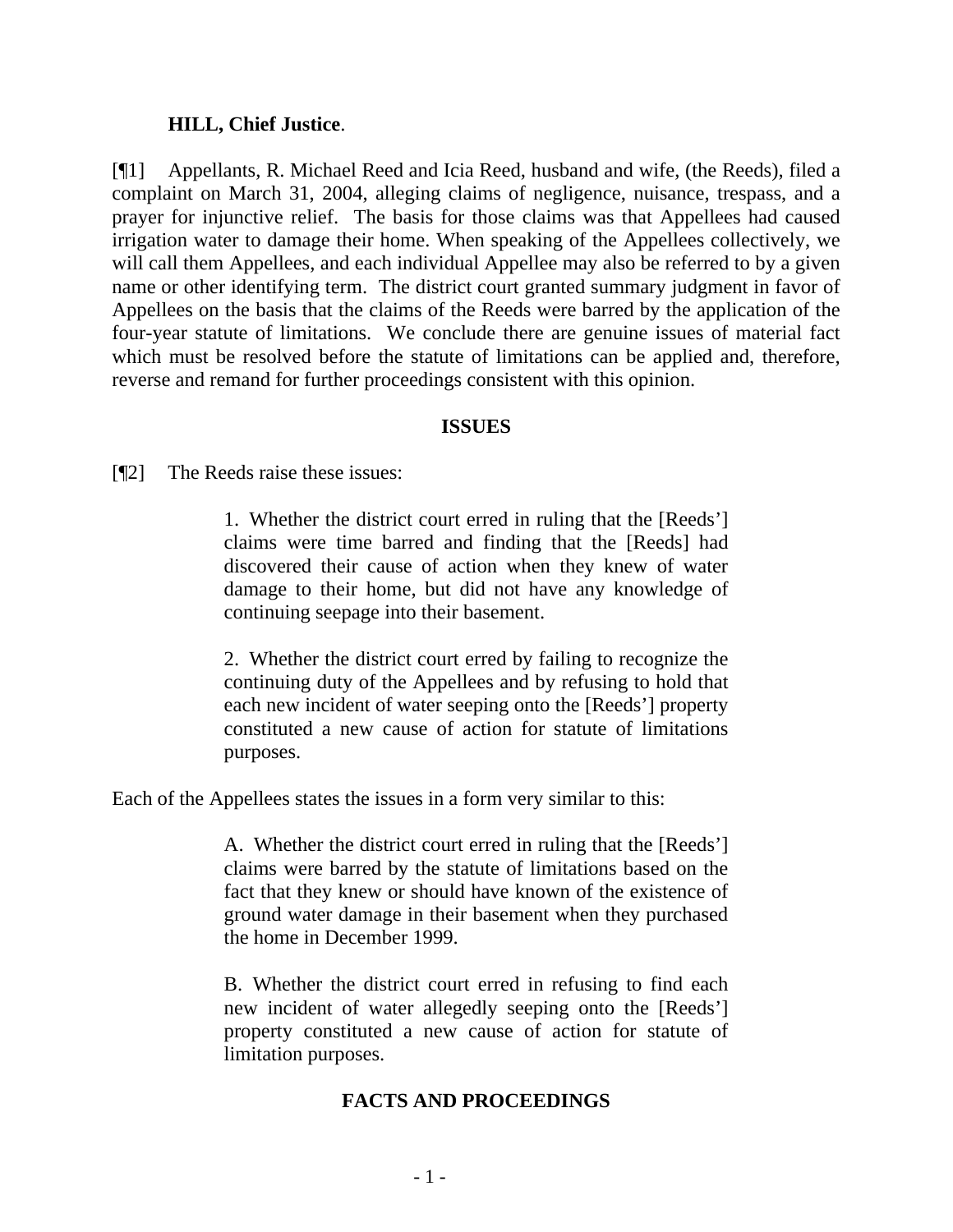**HILL, Chief Justice**.

[¶1] Appellants, R. Michael Reed and Icia Reed, husband and wife, (the Reeds), filed a complaint on March 31, 2004, alleging claims of negligence, nuisance, trespass, and a prayer for injunctive relief. The basis for those claims was that Appellees had caused irrigation water to damage their home. When speaking of the Appellees collectively, we will call them Appellees, and each individual Appellee may also be referred to by a given name or other identifying term. The district court granted summary judgment in favor of Appellees on the basis that the claims of the Reeds were barred by the application of the four-year statute of limitations. We conclude there are genuine issues of material fact which must be resolved before the statute of limitations can be applied and, therefore, reverse and remand for further proceedings consistent with this opinion.

## ISSUES

[¶2] The Reeds raise these issues:

> 1. Whether the district court erred in ruling that the [Reeds'] claims were time barred and finding that the [Reeds] had discovered their cause of action when they knew of water damage to their home, but did not have any knowledge of continuing seepage into their basement.
>
> 2. Whether the district court erred by failing to recognize the continuing duty of the Appellees and by refusing to hold that each new incident of water seeping onto the [Reeds'] property constituted a new cause of action for statute of limitations purposes.

Each of the Appellees states the issues in a form very similar to this:

> A. Whether the district court erred in ruling that the [Reeds'] claims were barred by the statute of limitations based on the fact that they knew or should have known of the existence of ground water damage in their basement when they purchased the home in December 1999.
>
> B. Whether the district court erred in refusing to find each new incident of water allegedly seeping onto the [Reeds'] property constituted a new cause of action for statute of limitation purposes.

## FACTS AND PROCEEDINGS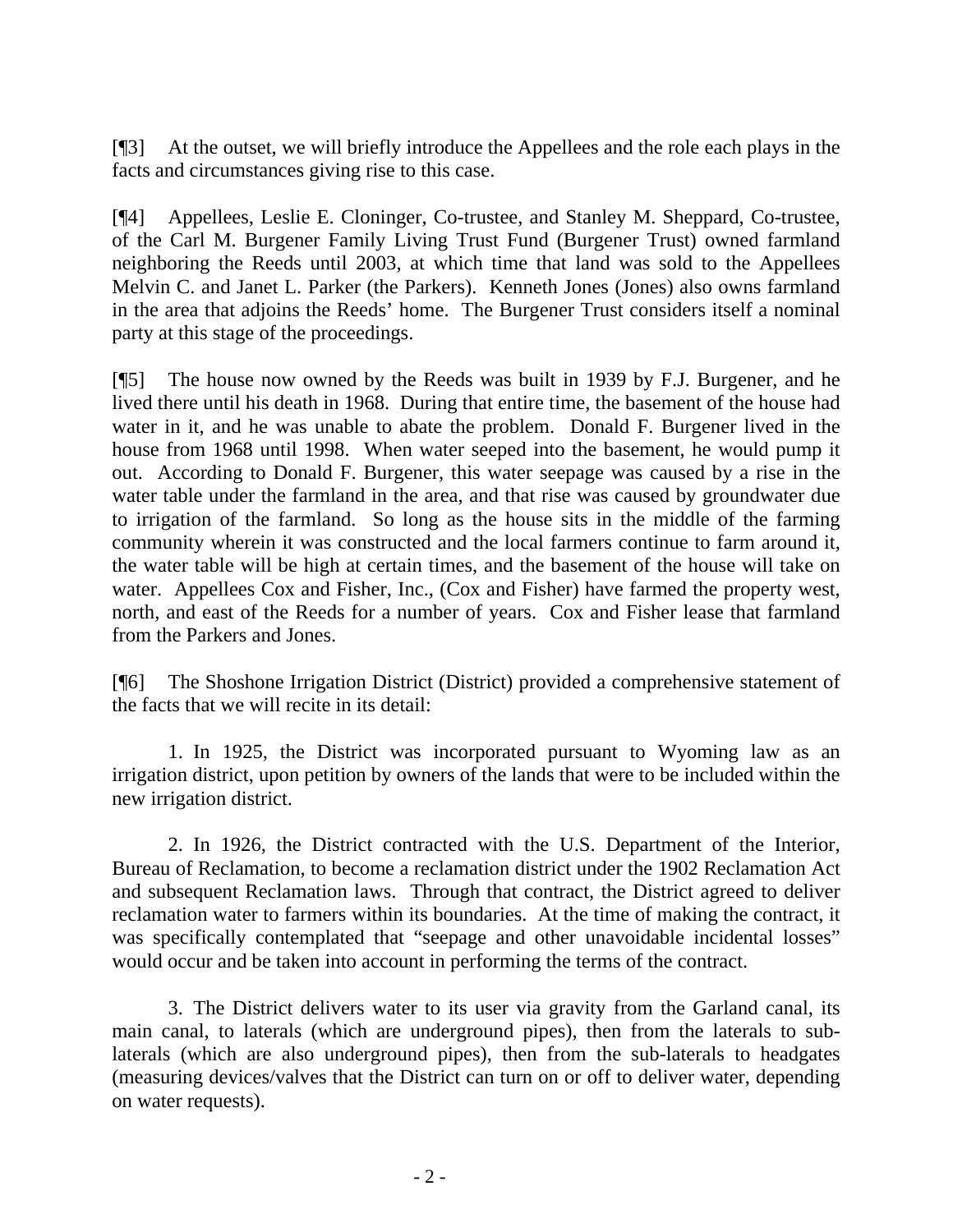[¶3] At the outset, we will briefly introduce the Appellees and the role each plays in the facts and circumstances giving rise to this case.

[¶4] Appellees, Leslie E. Cloninger, Co-trustee, and Stanley M. Sheppard, Co-trustee, of the Carl M. Burgener Family Living Trust Fund (Burgener Trust) owned farmland neighboring the Reeds until 2003, at which time that land was sold to the Appellees Melvin C. and Janet L. Parker (the Parkers). Kenneth Jones (Jones) also owns farmland in the area that adjoins the Reeds' home. The Burgener Trust considers itself a nominal party at this stage of the proceedings.

[¶5] The house now owned by the Reeds was built in 1939 by F.J. Burgener, and he lived there until his death in 1968. During that entire time, the basement of the house had water in it, and he was unable to abate the problem. Donald F. Burgener lived in the house from 1968 until 1998. When water seeped into the basement, he would pump it out. According to Donald F. Burgener, this water seepage was caused by a rise in the water table under the farmland in the area, and that rise was caused by groundwater due to irrigation of the farmland. So long as the house sits in the middle of the farming community wherein it was constructed and the local farmers continue to farm around it, the water table will be high at certain times, and the basement of the house will take on water. Appellees Cox and Fisher, Inc., (Cox and Fisher) have farmed the property west, north, and east of the Reeds for a number of years. Cox and Fisher lease that farmland from the Parkers and Jones.

[¶6] The Shoshone Irrigation District (District) provided a comprehensive statement of the facts that we will recite in its detail:

1. In 1925, the District was incorporated pursuant to Wyoming law as an irrigation district, upon petition by owners of the lands that were to be included within the new irrigation district.

2. In 1926, the District contracted with the U.S. Department of the Interior, Bureau of Reclamation, to become a reclamation district under the 1902 Reclamation Act and subsequent Reclamation laws. Through that contract, the District agreed to deliver reclamation water to farmers within its boundaries. At the time of making the contract, it was specifically contemplated that "seepage and other unavoidable incidental losses" would occur and be taken into account in performing the terms of the contract.

3. The District delivers water to its user via gravity from the Garland canal, its main canal, to laterals (which are underground pipes), then from the laterals to sub-laterals (which are also underground pipes), then from the sub-laterals to headgates (measuring devices/valves that the District can turn on or off to deliver water, depending on water requests).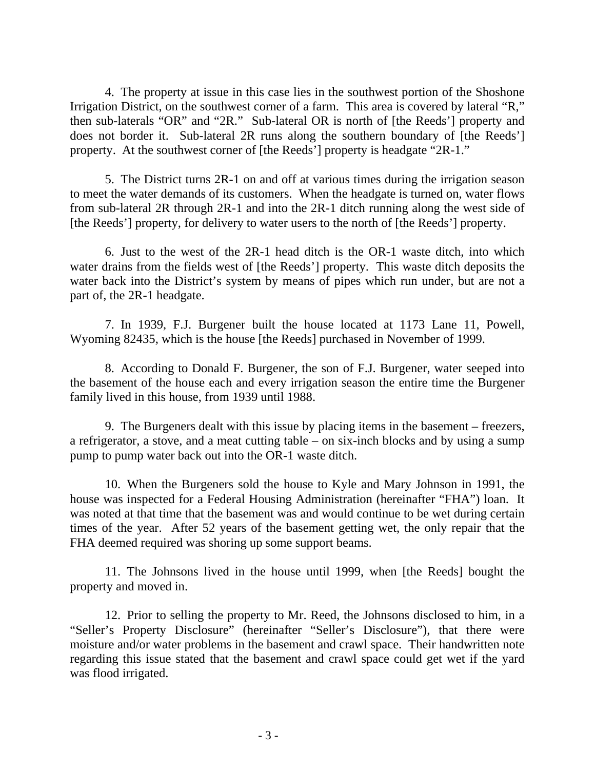4. The property at issue in this case lies in the southwest portion of the Shoshone Irrigation District, on the southwest corner of a farm. This area is covered by lateral "R," then sub-laterals "OR" and "2R." Sub-lateral OR is north of [the Reeds'] property and does not border it. Sub-lateral 2R runs along the southern boundary of [the Reeds'] property. At the southwest corner of [the Reeds'] property is headgate "2R-1."

5. The District turns 2R-1 on and off at various times during the irrigation season to meet the water demands of its customers. When the headgate is turned on, water flows from sub-lateral 2R through 2R-1 and into the 2R-1 ditch running along the west side of [the Reeds'] property, for delivery to water users to the north of [the Reeds'] property.

6. Just to the west of the 2R-1 head ditch is the OR-1 waste ditch, into which water drains from the fields west of [the Reeds'] property. This waste ditch deposits the water back into the District's system by means of pipes which run under, but are not a part of, the 2R-1 headgate.

7. In 1939, F.J. Burgener built the house located at 1173 Lane 11, Powell, Wyoming 82435, which is the house [the Reeds] purchased in November of 1999.

8. According to Donald F. Burgener, the son of F.J. Burgener, water seeped into the basement of the house each and every irrigation season the entire time the Burgener family lived in this house, from 1939 until 1988.

9. The Burgeners dealt with this issue by placing items in the basement – freezers, a refrigerator, a stove, and a meat cutting table – on six-inch blocks and by using a sump pump to pump water back out into the OR-1 waste ditch.

10. When the Burgeners sold the house to Kyle and Mary Johnson in 1991, the house was inspected for a Federal Housing Administration (hereinafter "FHA") loan. It was noted at that time that the basement was and would continue to be wet during certain times of the year. After 52 years of the basement getting wet, the only repair that the FHA deemed required was shoring up some support beams.

11. The Johnsons lived in the house until 1999, when [the Reeds] bought the property and moved in.

12. Prior to selling the property to Mr. Reed, the Johnsons disclosed to him, in a "Seller's Property Disclosure" (hereinafter "Seller's Disclosure"), that there were moisture and/or water problems in the basement and crawl space. Their handwritten note regarding this issue stated that the basement and crawl space could get wet if the yard was flood irrigated.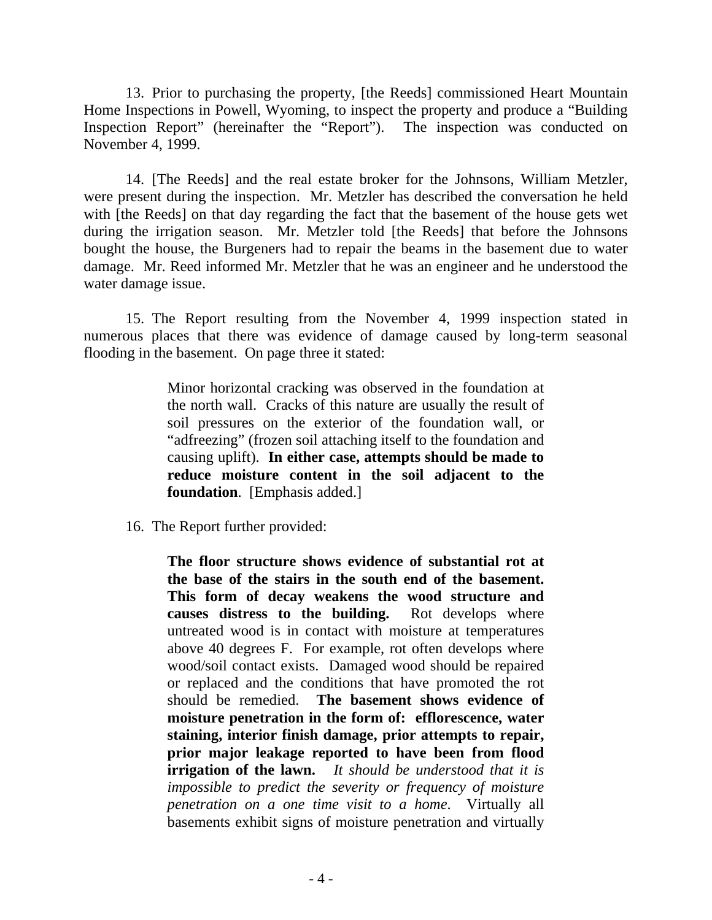13. Prior to purchasing the property, [the Reeds] commissioned Heart Mountain Home Inspections in Powell, Wyoming, to inspect the property and produce a "Building Inspection Report" (hereinafter the "Report"). The inspection was conducted on November 4, 1999.

14. [The Reeds] and the real estate broker for the Johnsons, William Metzler, were present during the inspection. Mr. Metzler has described the conversation he held with [the Reeds] on that day regarding the fact that the basement of the house gets wet during the irrigation season. Mr. Metzler told [the Reeds] that before the Johnsons bought the house, the Burgeners had to repair the beams in the basement due to water damage. Mr. Reed informed Mr. Metzler that he was an engineer and he understood the water damage issue.

15. The Report resulting from the November 4, 1999 inspection stated in numerous places that there was evidence of damage caused by long-term seasonal flooding in the basement. On page three it stated:

> Minor horizontal cracking was observed in the foundation at the north wall. Cracks of this nature are usually the result of soil pressures on the exterior of the foundation wall, or "adfreezing" (frozen soil attaching itself to the foundation and causing uplift). **In either case, attempts should be made to reduce moisture content in the soil adjacent to the foundation**. [Emphasis added.]

16. The Report further provided:

> **The floor structure shows evidence of substantial rot at the base of the stairs in the south end of the basement. This form of decay weakens the wood structure and causes distress to the building.** Rot develops where untreated wood is in contact with moisture at temperatures above 40 degrees F. For example, rot often develops where wood/soil contact exists. Damaged wood should be repaired or replaced and the conditions that have promoted the rot should be remedied. **The basement shows evidence of moisture penetration in the form of: efflorescence, water staining, interior finish damage, prior attempts to repair, prior major leakage reported to have been from flood irrigation of the lawn.** *It should be understood that it is impossible to predict the severity or frequency of moisture penetration on a one time visit to a home*. Virtually all basements exhibit signs of moisture penetration and virtually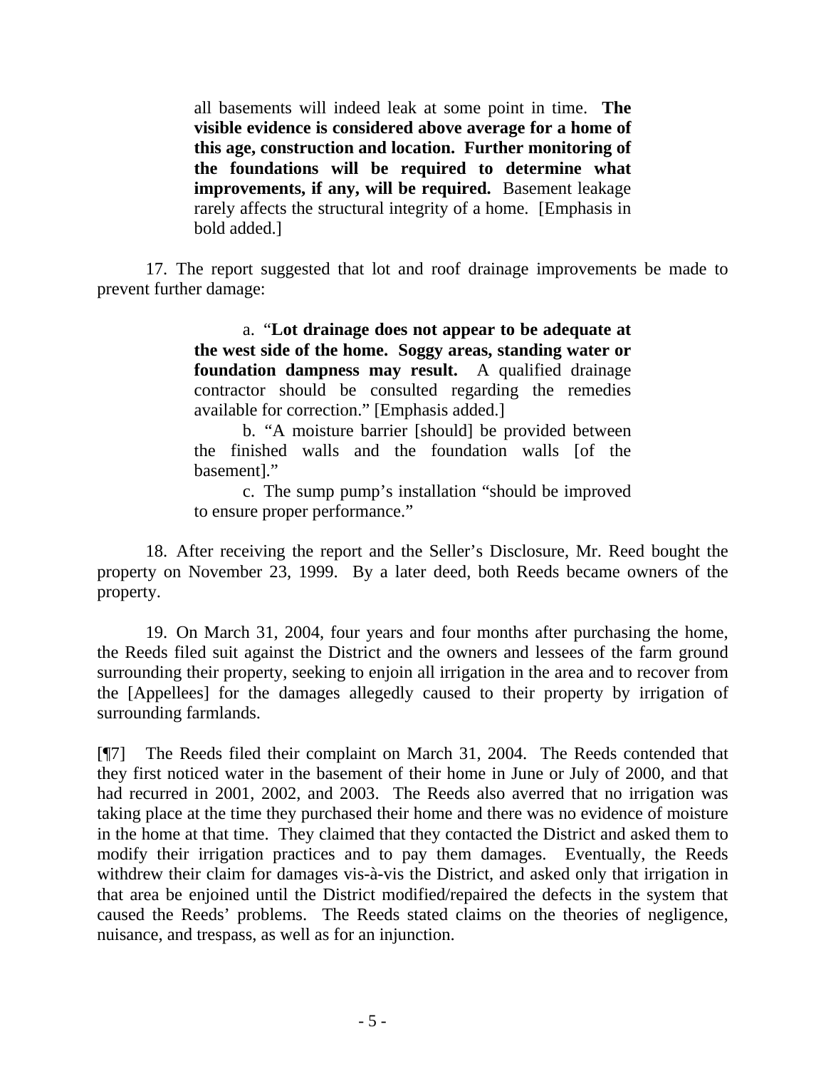> all basements will indeed leak at some point in time. **The visible evidence is considered above average for a home of this age, construction and location. Further monitoring of the foundations will be required to determine what improvements, if any, will be required.** Basement leakage rarely affects the structural integrity of a home. [Emphasis in bold added.]

17. The report suggested that lot and roof drainage improvements be made to prevent further damage:

> a. "**Lot drainage does not appear to be adequate at the west side of the home. Soggy areas, standing water or foundation dampness may result.** A qualified drainage contractor should be consulted regarding the remedies available for correction." [Emphasis added.]
>
> b. "A moisture barrier [should] be provided between the finished walls and the foundation walls [of the basement]."
>
> c. The sump pump's installation "should be improved to ensure proper performance."

18. After receiving the report and the Seller's Disclosure, Mr. Reed bought the property on November 23, 1999. By a later deed, both Reeds became owners of the property.

19. On March 31, 2004, four years and four months after purchasing the home, the Reeds filed suit against the District and the owners and lessees of the farm ground surrounding their property, seeking to enjoin all irrigation in the area and to recover from the [Appellees] for the damages allegedly caused to their property by irrigation of surrounding farmlands.

[¶7] The Reeds filed their complaint on March 31, 2004. The Reeds contended that they first noticed water in the basement of their home in June or July of 2000, and that had recurred in 2001, 2002, and 2003. The Reeds also averred that no irrigation was taking place at the time they purchased their home and there was no evidence of moisture in the home at that time. They claimed that they contacted the District and asked them to modify their irrigation practices and to pay them damages. Eventually, the Reeds withdrew their claim for damages vis-à-vis the District, and asked only that irrigation in that area be enjoined until the District modified/repaired the defects in the system that caused the Reeds' problems. The Reeds stated claims on the theories of negligence, nuisance, and trespass, as well as for an injunction.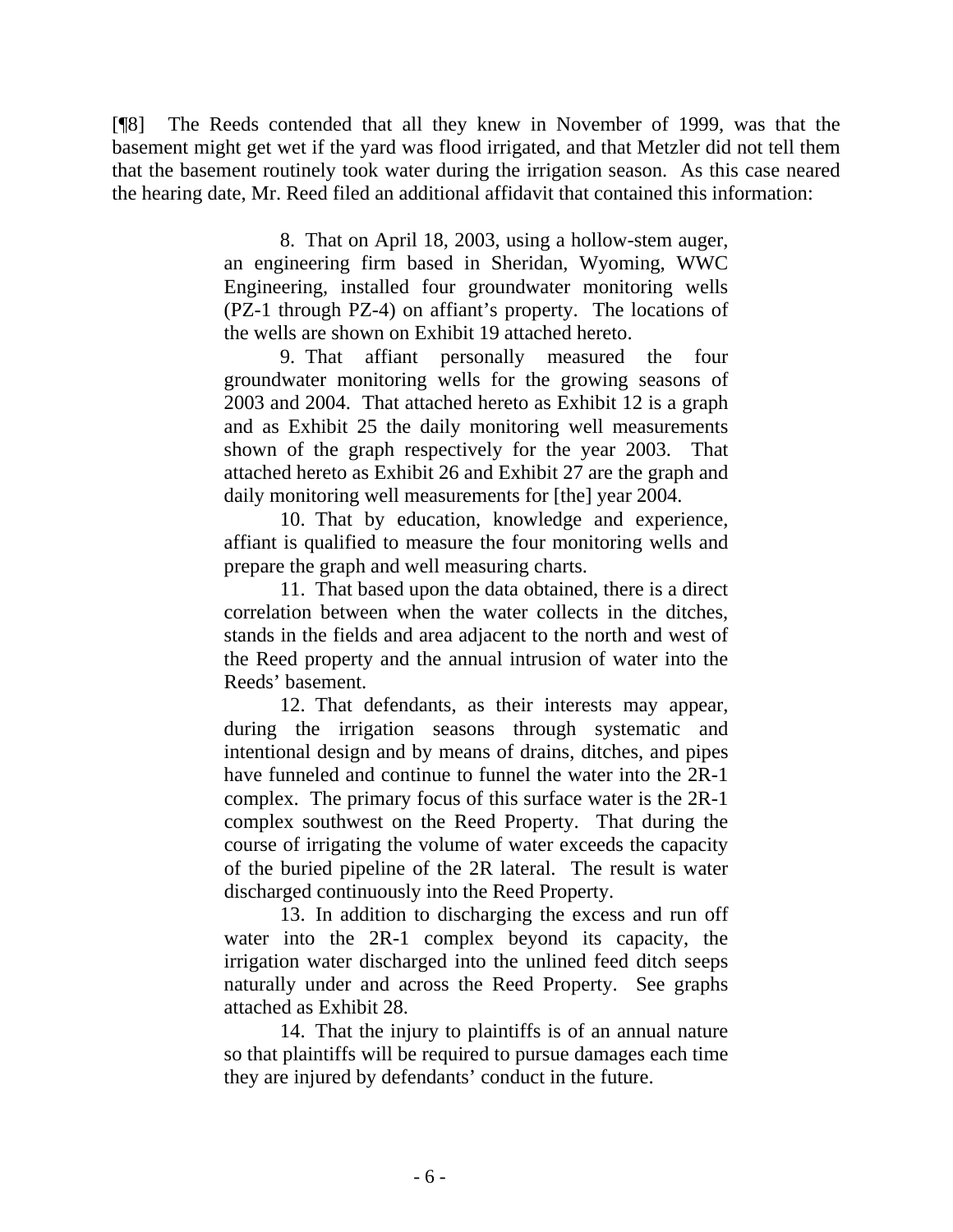[¶8] The Reeds contended that all they knew in November of 1999, was that the basement might get wet if the yard was flood irrigated, and that Metzler did not tell them that the basement routinely took water during the irrigation season. As this case neared the hearing date, Mr. Reed filed an additional affidavit that contained this information:

> 8. That on April 18, 2003, using a hollow-stem auger, an engineering firm based in Sheridan, Wyoming, WWC Engineering, installed four groundwater monitoring wells (PZ-1 through PZ-4) on affiant's property. The locations of the wells are shown on Exhibit 19 attached hereto.
>
> 9. That affiant personally measured the four groundwater monitoring wells for the growing seasons of 2003 and 2004. That attached hereto as Exhibit 12 is a graph and as Exhibit 25 the daily monitoring well measurements shown of the graph respectively for the year 2003. That attached hereto as Exhibit 26 and Exhibit 27 are the graph and daily monitoring well measurements for [the] year 2004.
>
> 10. That by education, knowledge and experience, affiant is qualified to measure the four monitoring wells and prepare the graph and well measuring charts.
>
> 11. That based upon the data obtained, there is a direct correlation between when the water collects in the ditches, stands in the fields and area adjacent to the north and west of the Reed property and the annual intrusion of water into the Reeds' basement.
>
> 12. That defendants, as their interests may appear, during the irrigation seasons through systematic and intentional design and by means of drains, ditches, and pipes have funneled and continue to funnel the water into the 2R-1 complex. The primary focus of this surface water is the 2R-1 complex southwest on the Reed Property. That during the course of irrigating the volume of water exceeds the capacity of the buried pipeline of the 2R lateral. The result is water discharged continuously into the Reed Property.
>
> 13. In addition to discharging the excess and run off water into the 2R-1 complex beyond its capacity, the irrigation water discharged into the unlined feed ditch seeps naturally under and across the Reed Property. See graphs attached as Exhibit 28.
>
> 14. That the injury to plaintiffs is of an annual nature so that plaintiffs will be required to pursue damages each time they are injured by defendants' conduct in the future.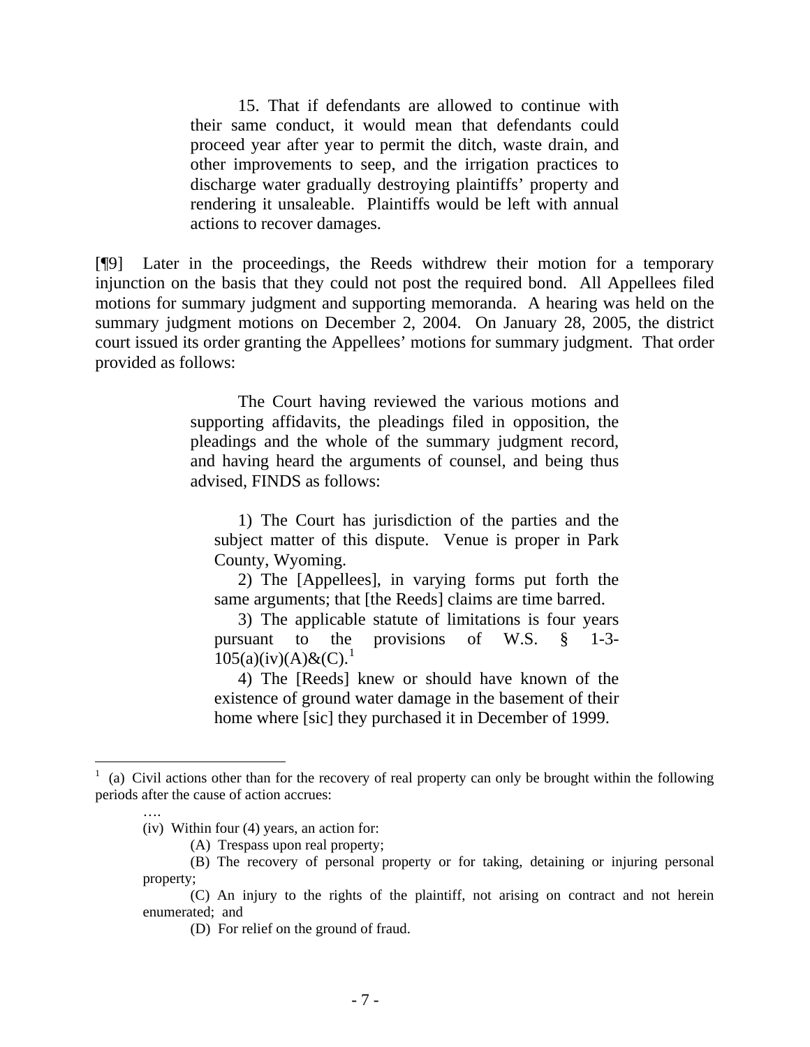> 15. That if defendants are allowed to continue with their same conduct, it would mean that defendants could proceed year after year to permit the ditch, waste drain, and other improvements to seep, and the irrigation practices to discharge water gradually destroying plaintiffs' property and rendering it unsaleable. Plaintiffs would be left with annual actions to recover damages.

[¶9] Later in the proceedings, the Reeds withdrew their motion for a temporary injunction on the basis that they could not post the required bond. All Appellees filed motions for summary judgment and supporting memoranda. A hearing was held on the summary judgment motions on December 2, 2004. On January 28, 2005, the district court issued its order granting the Appellees' motions for summary judgment. That order provided as follows:

> The Court having reviewed the various motions and supporting affidavits, the pleadings filed in opposition, the pleadings and the whole of the summary judgment record, and having heard the arguments of counsel, and being thus advised, FINDS as follows:
>
> 1) The Court has jurisdiction of the parties and the subject matter of this dispute. Venue is proper in Park County, Wyoming.
>
> 2) The [Appellees], in varying forms put forth the same arguments; that [the Reeds] claims are time barred.
>
> 3) The applicable statute of limitations is four years pursuant to the provisions of W.S. § 1-3-105(a)(iv)(A)&(C).[1]
>
> 4) The [Reeds] knew or should have known of the existence of ground water damage in the basement of their home where [sic] they purchased it in December of 1999.

---

[1] (a) Civil actions other than for the recovery of real property can only be brought within the following periods after the cause of action accrues:

....

(iv) Within four (4) years, an action for:

(A) Trespass upon real property;

(B) The recovery of personal property or for taking, detaining or injuring personal property;

(C) An injury to the rights of the plaintiff, not arising on contract and not herein enumerated; and

(D) For relief on the ground of fraud.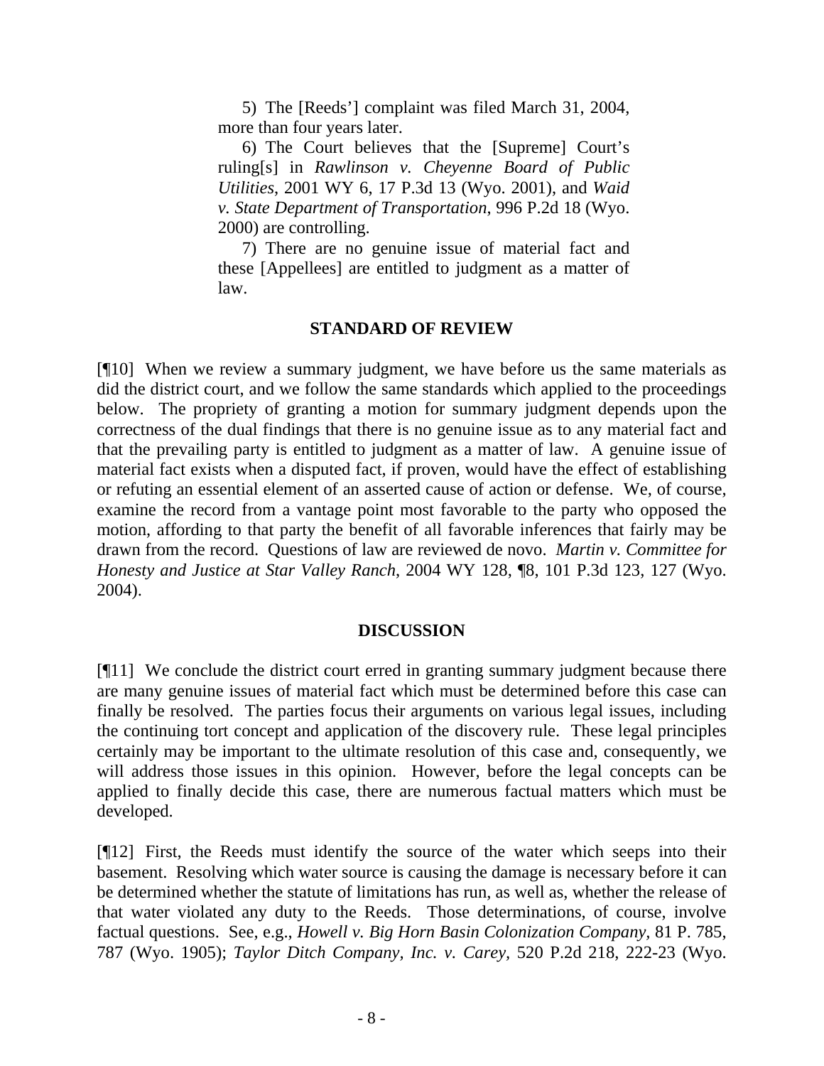> 5) The [Reeds'] complaint was filed March 31, 2004, more than four years later.
>
> 6) The Court believes that the [Supreme] Court's ruling[s] in *Rawlinson v. Cheyenne Board of Public Utilities*, 2001 WY 6, 17 P.3d 13 (Wyo. 2001), and *Waid v. State Department of Transportation*, 996 P.2d 18 (Wyo. 2000) are controlling.
>
> 7) There are no genuine issue of material fact and these [Appellees] are entitled to judgment as a matter of law.

## STANDARD OF REVIEW

[¶10] When we review a summary judgment, we have before us the same materials as did the district court, and we follow the same standards which applied to the proceedings below. The propriety of granting a motion for summary judgment depends upon the correctness of the dual findings that there is no genuine issue as to any material fact and that the prevailing party is entitled to judgment as a matter of law. A genuine issue of material fact exists when a disputed fact, if proven, would have the effect of establishing or refuting an essential element of an asserted cause of action or defense. We, of course, examine the record from a vantage point most favorable to the party who opposed the motion, affording to that party the benefit of all favorable inferences that fairly may be drawn from the record. Questions of law are reviewed de novo. *Martin v. Committee for Honesty and Justice at Star Valley Ranch*, 2004 WY 128, ¶8, 101 P.3d 123, 127 (Wyo. 2004).

## DISCUSSION

[¶11] We conclude the district court erred in granting summary judgment because there are many genuine issues of material fact which must be determined before this case can finally be resolved. The parties focus their arguments on various legal issues, including the continuing tort concept and application of the discovery rule. These legal principles certainly may be important to the ultimate resolution of this case and, consequently, we will address those issues in this opinion. However, before the legal concepts can be applied to finally decide this case, there are numerous factual matters which must be developed.

[¶12] First, the Reeds must identify the source of the water which seeps into their basement. Resolving which water source is causing the damage is necessary before it can be determined whether the statute of limitations has run, as well as, whether the release of that water violated any duty to the Reeds. Those determinations, of course, involve factual questions. See, e.g., *Howell v. Big Horn Basin Colonization Company*, 81 P. 785, 787 (Wyo. 1905); *Taylor Ditch Company, Inc. v. Carey*, 520 P.2d 218, 222-23 (Wyo.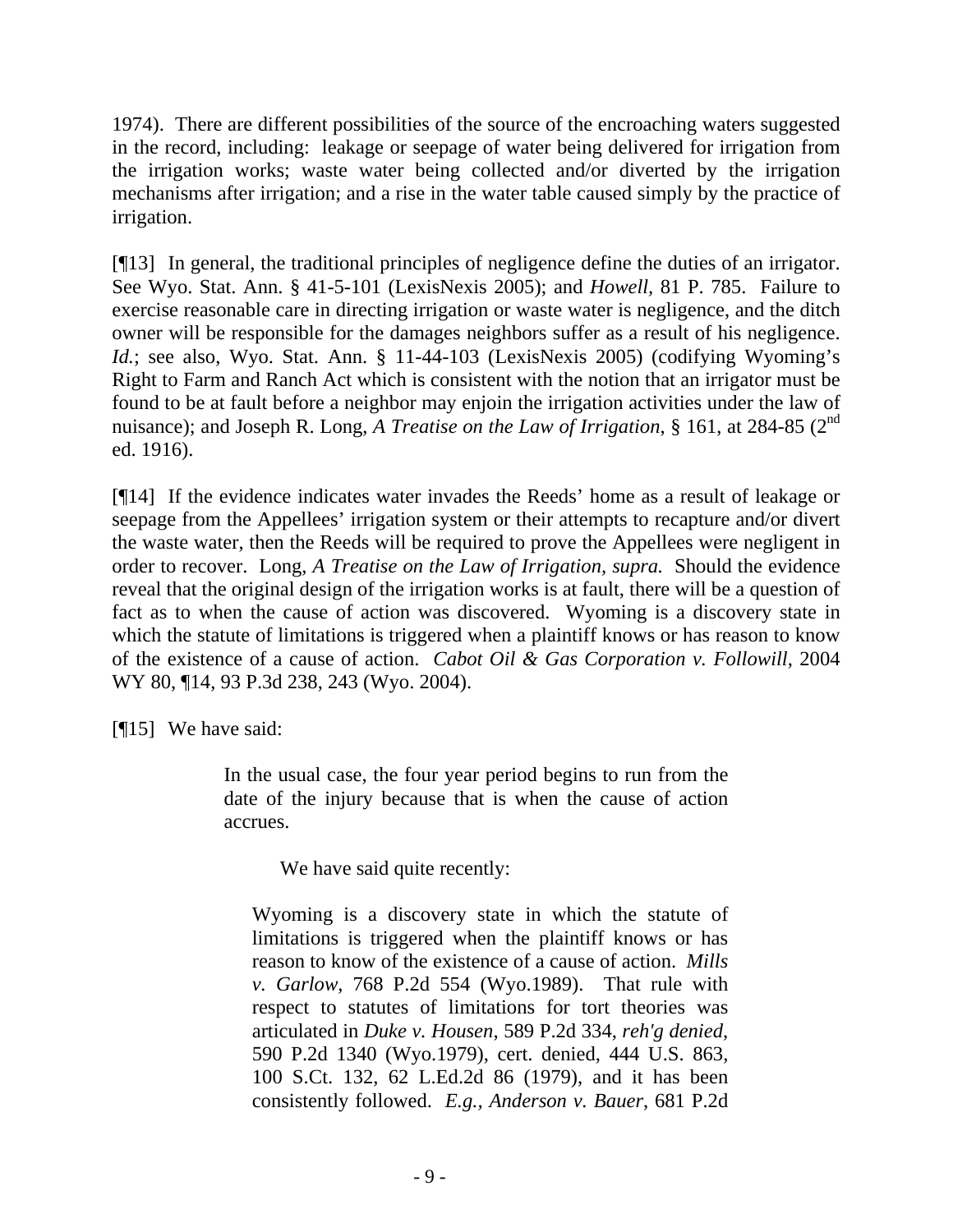1974). There are different possibilities of the source of the encroaching waters suggested in the record, including: leakage or seepage of water being delivered for irrigation from the irrigation works; waste water being collected and/or diverted by the irrigation mechanisms after irrigation; and a rise in the water table caused simply by the practice of irrigation.

[¶13] In general, the traditional principles of negligence define the duties of an irrigator. See Wyo. Stat. Ann. § 41-5-101 (LexisNexis 2005); and *Howell*, 81 P. 785. Failure to exercise reasonable care in directing irrigation or waste water is negligence, and the ditch owner will be responsible for the damages neighbors suffer as a result of his negligence. *Id.*; see also, Wyo. Stat. Ann. § 11-44-103 (LexisNexis 2005) (codifying Wyoming's Right to Farm and Ranch Act which is consistent with the notion that an irrigator must be found to be at fault before a neighbor may enjoin the irrigation activities under the law of nuisance); and Joseph R. Long, *A Treatise on the Law of Irrigation*, § 161, at 284-85 (2nd ed. 1916).

[¶14] If the evidence indicates water invades the Reeds' home as a result of leakage or seepage from the Appellees' irrigation system or their attempts to recapture and/or divert the waste water, then the Reeds will be required to prove the Appellees were negligent in order to recover. Long, *A Treatise on the Law of Irrigation, supra.* Should the evidence reveal that the original design of the irrigation works is at fault, there will be a question of fact as to when the cause of action was discovered. Wyoming is a discovery state in which the statute of limitations is triggered when a plaintiff knows or has reason to know of the existence of a cause of action. *Cabot Oil & Gas Corporation v. Followill*, 2004 WY 80, ¶14, 93 P.3d 238, 243 (Wyo. 2004).

[¶15] We have said:

> In the usual case, the four year period begins to run from the date of the injury because that is when the cause of action accrues.
>
> We have said quite recently:
>
> Wyoming is a discovery state in which the statute of limitations is triggered when the plaintiff knows or has reason to know of the existence of a cause of action. *Mills v. Garlow*, 768 P.2d 554 (Wyo.1989). That rule with respect to statutes of limitations for tort theories was articulated in *Duke v. Housen*, 589 P.2d 334, *reh'g denied*, 590 P.2d 1340 (Wyo.1979), cert. denied, 444 U.S. 863, 100 S.Ct. 132, 62 L.Ed.2d 86 (1979), and it has been consistently followed. *E.g., Anderson v. Bauer*, 681 P.2d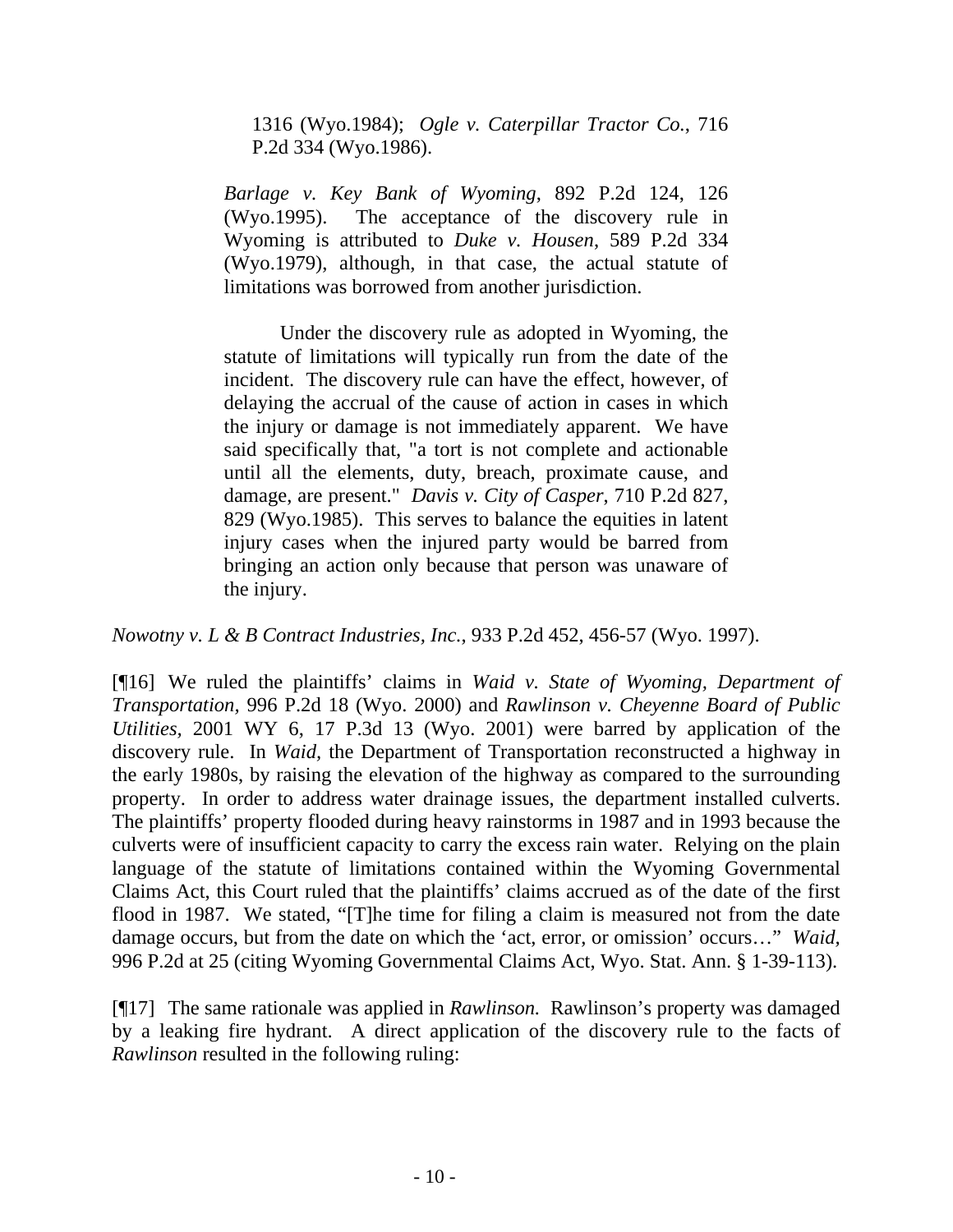> 1316 (Wyo.1984); *Ogle v. Caterpillar Tractor Co.*, 716 P.2d 334 (Wyo.1986).
>
> *Barlage v. Key Bank of Wyoming*, 892 P.2d 124, 126 (Wyo.1995). The acceptance of the discovery rule in Wyoming is attributed to *Duke v. Housen*, 589 P.2d 334 (Wyo.1979), although, in that case, the actual statute of limitations was borrowed from another jurisdiction.
>
> Under the discovery rule as adopted in Wyoming, the statute of limitations will typically run from the date of the incident. The discovery rule can have the effect, however, of delaying the accrual of the cause of action in cases in which the injury or damage is not immediately apparent. We have said specifically that, "a tort is not complete and actionable until all the elements, duty, breach, proximate cause, and damage, are present." *Davis v. City of Casper*, 710 P.2d 827, 829 (Wyo.1985). This serves to balance the equities in latent injury cases when the injured party would be barred from bringing an action only because that person was unaware of the injury.

*Nowotny v. L & B Contract Industries, Inc.*, 933 P.2d 452, 456-57 (Wyo. 1997).

[¶16] We ruled the plaintiffs' claims in *Waid v. State of Wyoming, Department of Transportation,* 996 P.2d 18 (Wyo. 2000) and *Rawlinson v. Cheyenne Board of Public Utilities,* 2001 WY 6, 17 P.3d 13 (Wyo. 2001) were barred by application of the discovery rule. In *Waid*, the Department of Transportation reconstructed a highway in the early 1980s, by raising the elevation of the highway as compared to the surrounding property. In order to address water drainage issues, the department installed culverts. The plaintiffs' property flooded during heavy rainstorms in 1987 and in 1993 because the culverts were of insufficient capacity to carry the excess rain water. Relying on the plain language of the statute of limitations contained within the Wyoming Governmental Claims Act, this Court ruled that the plaintiffs' claims accrued as of the date of the first flood in 1987. We stated, "[T]he time for filing a claim is measured not from the date damage occurs, but from the date on which the 'act, error, or omission' occurs…" *Waid*, 996 P.2d at 25 (citing Wyoming Governmental Claims Act, Wyo. Stat. Ann. § 1-39-113).

[¶17] The same rationale was applied in *Rawlinson.* Rawlinson's property was damaged by a leaking fire hydrant. A direct application of the discovery rule to the facts of *Rawlinson* resulted in the following ruling: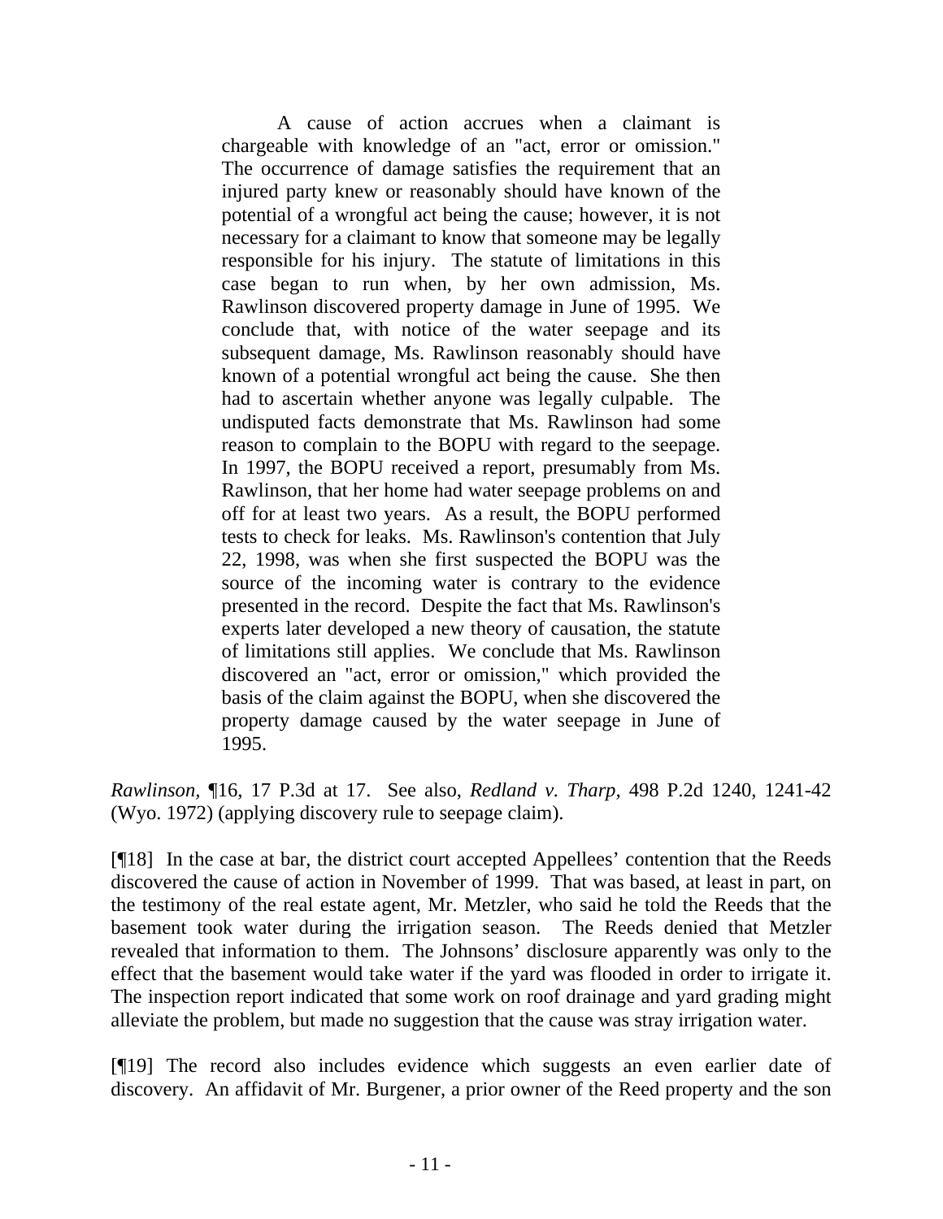> A cause of action accrues when a claimant is chargeable with knowledge of an "act, error or omission." The occurrence of damage satisfies the requirement that an injured party knew or reasonably should have known of the potential of a wrongful act being the cause; however, it is not necessary for a claimant to know that someone may be legally responsible for his injury. The statute of limitations in this case began to run when, by her own admission, Ms. Rawlinson discovered property damage in June of 1995. We conclude that, with notice of the water seepage and its subsequent damage, Ms. Rawlinson reasonably should have known of a potential wrongful act being the cause. She then had to ascertain whether anyone was legally culpable. The undisputed facts demonstrate that Ms. Rawlinson had some reason to complain to the BOPU with regard to the seepage. In 1997, the BOPU received a report, presumably from Ms. Rawlinson, that her home had water seepage problems on and off for at least two years. As a result, the BOPU performed tests to check for leaks. Ms. Rawlinson's contention that July 22, 1998, was when she first suspected the BOPU was the source of the incoming water is contrary to the evidence presented in the record. Despite the fact that Ms. Rawlinson's experts later developed a new theory of causation, the statute of limitations still applies. We conclude that Ms. Rawlinson discovered an "act, error or omission," which provided the basis of the claim against the BOPU, when she discovered the property damage caused by the water seepage in June of 1995.

*Rawlinson,* ¶16, 17 P.3d at 17. See also, *Redland v. Tharp,* 498 P.2d 1240, 1241-42 (Wyo. 1972) (applying discovery rule to seepage claim).

[¶18] In the case at bar, the district court accepted Appellees' contention that the Reeds discovered the cause of action in November of 1999. That was based, at least in part, on the testimony of the real estate agent, Mr. Metzler, who said he told the Reeds that the basement took water during the irrigation season. The Reeds denied that Metzler revealed that information to them. The Johnsons' disclosure apparently was only to the effect that the basement would take water if the yard was flooded in order to irrigate it. The inspection report indicated that some work on roof drainage and yard grading might alleviate the problem, but made no suggestion that the cause was stray irrigation water.

[¶19] The record also includes evidence which suggests an even earlier date of discovery. An affidavit of Mr. Burgener, a prior owner of the Reed property and the son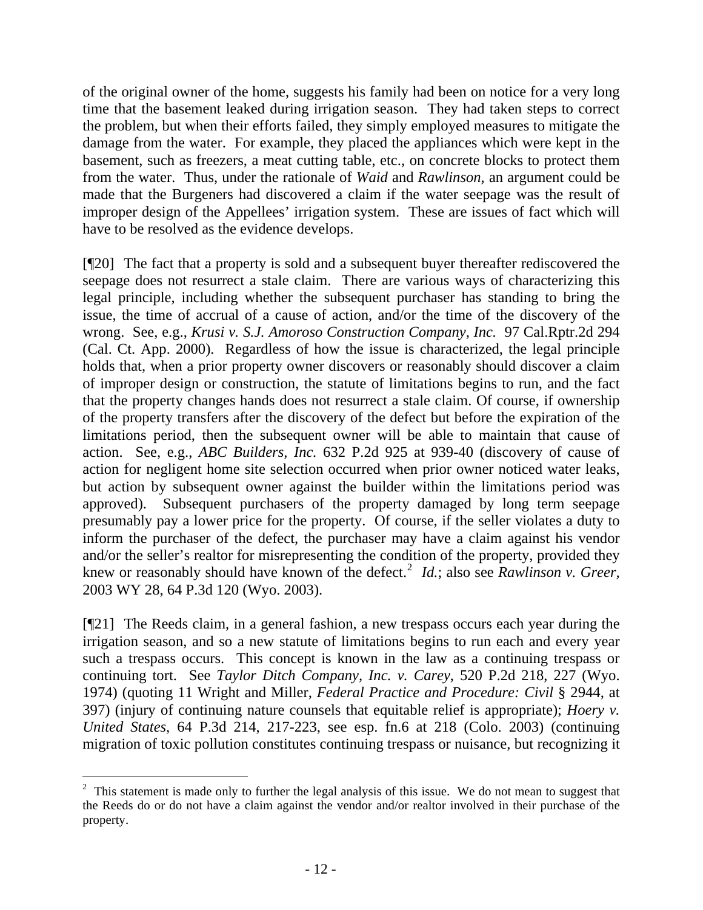of the original owner of the home, suggests his family had been on notice for a very long time that the basement leaked during irrigation season. They had taken steps to correct the problem, but when their efforts failed, they simply employed measures to mitigate the damage from the water. For example, they placed the appliances which were kept in the basement, such as freezers, a meat cutting table, etc., on concrete blocks to protect them from the water. Thus, under the rationale of *Waid* and *Rawlinson,* an argument could be made that the Burgeners had discovered a claim if the water seepage was the result of improper design of the Appellees' irrigation system. These are issues of fact which will have to be resolved as the evidence develops.

[¶20] The fact that a property is sold and a subsequent buyer thereafter rediscovered the seepage does not resurrect a stale claim. There are various ways of characterizing this legal principle, including whether the subsequent purchaser has standing to bring the issue, the time of accrual of a cause of action, and/or the time of the discovery of the wrong. See, e.g., *Krusi v. S.J. Amoroso Construction Company, Inc.* 97 Cal.Rptr.2d 294 (Cal. Ct. App. 2000). Regardless of how the issue is characterized, the legal principle holds that, when a prior property owner discovers or reasonably should discover a claim of improper design or construction, the statute of limitations begins to run, and the fact that the property changes hands does not resurrect a stale claim. Of course, if ownership of the property transfers after the discovery of the defect but before the expiration of the limitations period, then the subsequent owner will be able to maintain that cause of action. See, e.g., *ABC Builders, Inc.* 632 P.2d 925 at 939-40 (discovery of cause of action for negligent home site selection occurred when prior owner noticed water leaks, but action by subsequent owner against the builder within the limitations period was approved). Subsequent purchasers of the property damaged by long term seepage presumably pay a lower price for the property. Of course, if the seller violates a duty to inform the purchaser of the defect, the purchaser may have a claim against his vendor and/or the seller's realtor for misrepresenting the condition of the property, provided they knew or reasonably should have known of the defect.[2] *Id.*; also see *Rawlinson v. Greer,* 2003 WY 28, 64 P.3d 120 (Wyo. 2003).

[¶21] The Reeds claim, in a general fashion, a new trespass occurs each year during the irrigation season, and so a new statute of limitations begins to run each and every year such a trespass occurs. This concept is known in the law as a continuing trespass or continuing tort. See *Taylor Ditch Company, Inc. v. Carey,* 520 P.2d 218, 227 (Wyo. 1974) (quoting 11 Wright and Miller, *Federal Practice and Procedure: Civil* § 2944, at 397) (injury of continuing nature counsels that equitable relief is appropriate); *Hoery v. United States*, 64 P.3d 214, 217-223, see esp. fn.6 at 218 (Colo. 2003) (continuing migration of toxic pollution constitutes continuing trespass or nuisance, but recognizing it

---

[2] This statement is made only to further the legal analysis of this issue. We do not mean to suggest that the Reeds do or do not have a claim against the vendor and/or realtor involved in their purchase of the property.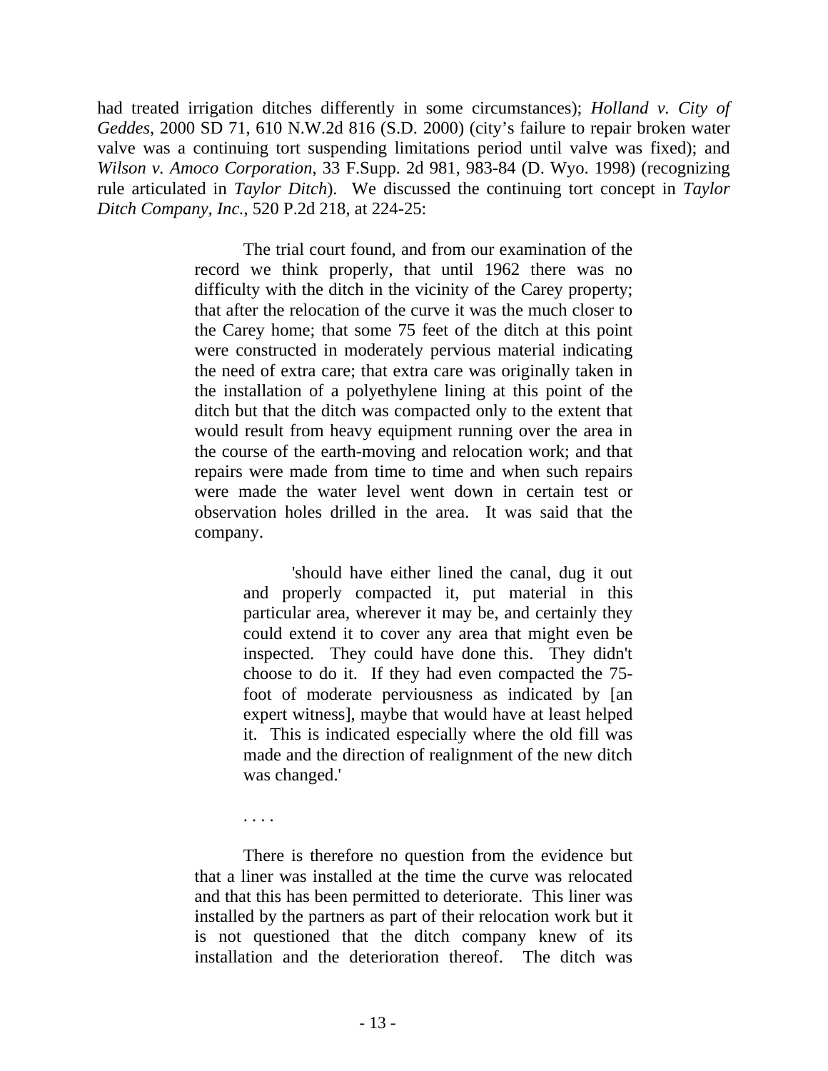had treated irrigation ditches differently in some circumstances); *Holland v. City of Geddes*, 2000 SD 71, 610 N.W.2d 816 (S.D. 2000) (city's failure to repair broken water valve was a continuing tort suspending limitations period until valve was fixed); and *Wilson v. Amoco Corporation*, 33 F.Supp. 2d 981, 983-84 (D. Wyo. 1998) (recognizing rule articulated in *Taylor Ditch*). We discussed the continuing tort concept in *Taylor Ditch Company, Inc.*, 520 P.2d 218, at 224-25:

> The trial court found, and from our examination of the record we think properly, that until 1962 there was no difficulty with the ditch in the vicinity of the Carey property; that after the relocation of the curve it was the much closer to the Carey home; that some 75 feet of the ditch at this point were constructed in moderately pervious material indicating the need of extra care; that extra care was originally taken in the installation of a polyethylene lining at this point of the ditch but that the ditch was compacted only to the extent that would result from heavy equipment running over the area in the course of the earth-moving and relocation work; and that repairs were made from time to time and when such repairs were made the water level went down in certain test or observation holes drilled in the area. It was said that the company.
>
> > 'should have either lined the canal, dug it out and properly compacted it, put material in this particular area, wherever it may be, and certainly they could extend it to cover any area that might even be inspected. They could have done this. They didn't choose to do it. If they had even compacted the 75-foot of moderate perviousness as indicated by [an expert witness], maybe that would have at least helped it. This is indicated especially where the old fill was made and the direction of realignment of the new ditch was changed.'
>
> . . . .
>
> There is therefore no question from the evidence but that a liner was installed at the time the curve was relocated and that this has been permitted to deteriorate. This liner was installed by the partners as part of their relocation work but it is not questioned that the ditch company knew of its installation and the deterioration thereof. The ditch was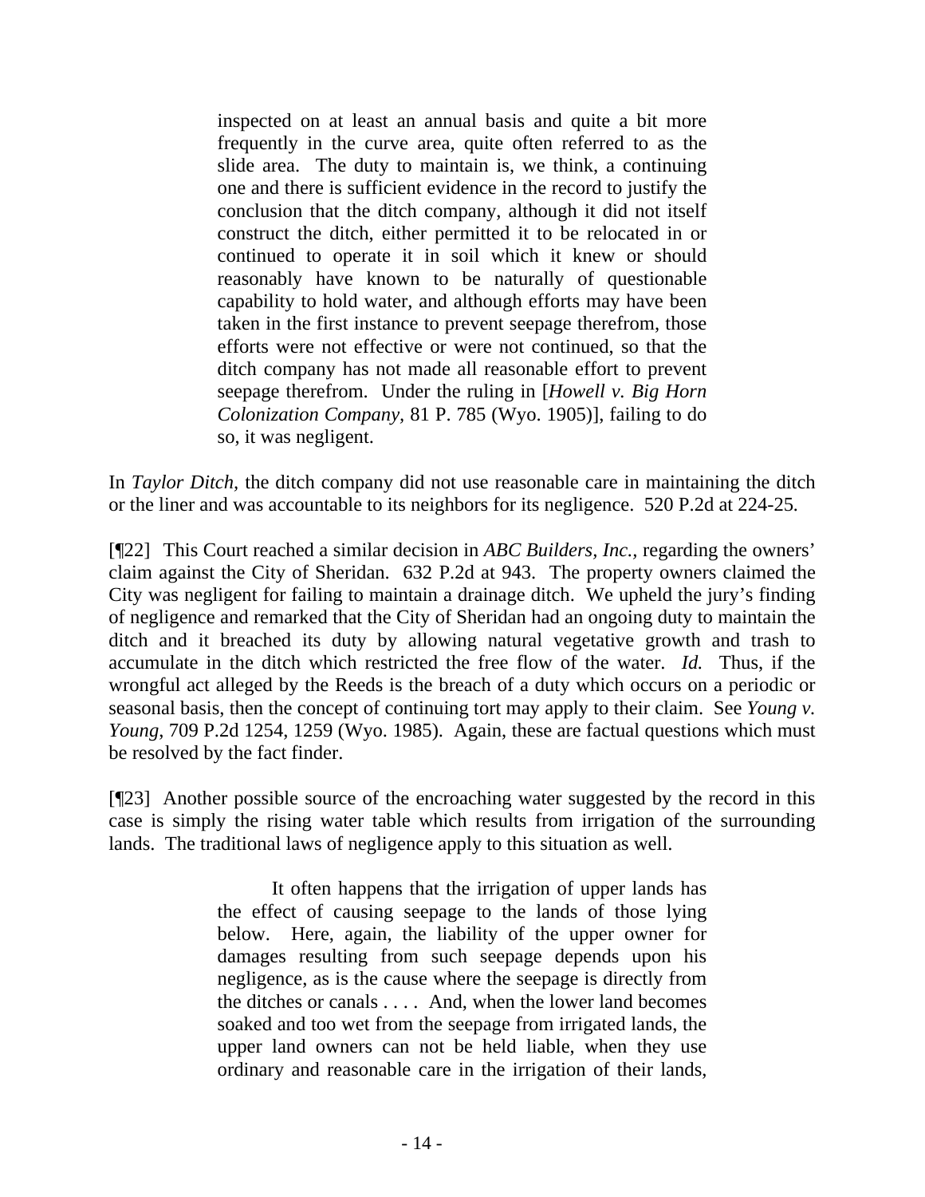> inspected on at least an annual basis and quite a bit more frequently in the curve area, quite often referred to as the slide area. The duty to maintain is, we think, a continuing one and there is sufficient evidence in the record to justify the conclusion that the ditch company, although it did not itself construct the ditch, either permitted it to be relocated in or continued to operate it in soil which it knew or should reasonably have known to be naturally of questionable capability to hold water, and although efforts may have been taken in the first instance to prevent seepage therefrom, those efforts were not effective or were not continued, so that the ditch company has not made all reasonable effort to prevent seepage therefrom. Under the ruling in [*Howell v. Big Horn Colonization Company*, 81 P. 785 (Wyo. 1905)], failing to do so, it was negligent.

In *Taylor Ditch*, the ditch company did not use reasonable care in maintaining the ditch or the liner and was accountable to its neighbors for its negligence. 520 P.2d at 224-25.

[¶22] This Court reached a similar decision in *ABC Builders, Inc.*, regarding the owners' claim against the City of Sheridan. 632 P.2d at 943. The property owners claimed the City was negligent for failing to maintain a drainage ditch. We upheld the jury's finding of negligence and remarked that the City of Sheridan had an ongoing duty to maintain the ditch and it breached its duty by allowing natural vegetative growth and trash to accumulate in the ditch which restricted the free flow of the water. *Id.* Thus, if the wrongful act alleged by the Reeds is the breach of a duty which occurs on a periodic or seasonal basis, then the concept of continuing tort may apply to their claim. See *Young v. Young*, 709 P.2d 1254, 1259 (Wyo. 1985). Again, these are factual questions which must be resolved by the fact finder.

[¶23] Another possible source of the encroaching water suggested by the record in this case is simply the rising water table which results from irrigation of the surrounding lands. The traditional laws of negligence apply to this situation as well.

> It often happens that the irrigation of upper lands has the effect of causing seepage to the lands of those lying below. Here, again, the liability of the upper owner for damages resulting from such seepage depends upon his negligence, as is the cause where the seepage is directly from the ditches or canals . . . . And, when the lower land becomes soaked and too wet from the seepage from irrigated lands, the upper land owners can not be held liable, when they use ordinary and reasonable care in the irrigation of their lands,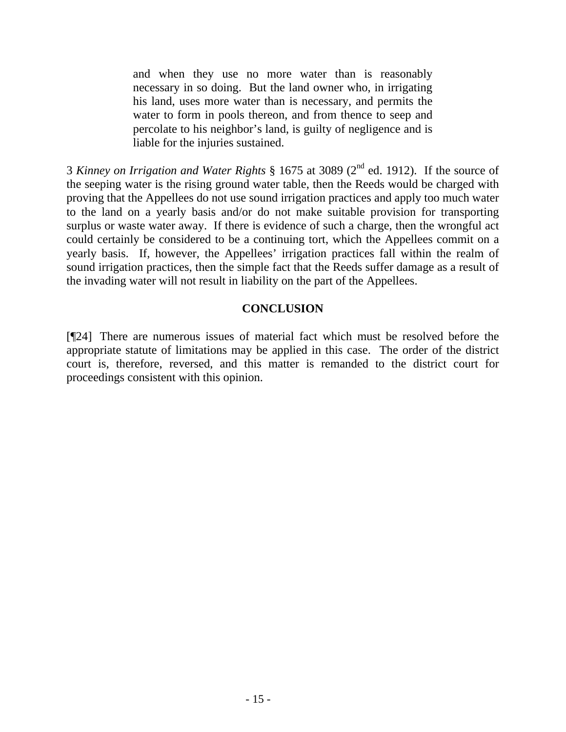> and when they use no more water than is reasonably necessary in so doing. But the land owner who, in irrigating his land, uses more water than is necessary, and permits the water to form in pools thereon, and from thence to seep and percolate to his neighbor's land, is guilty of negligence and is liable for the injuries sustained.

3 *Kinney on Irrigation and Water Rights* § 1675 at 3089 (2nd ed. 1912). If the source of the seeping water is the rising ground water table, then the Reeds would be charged with proving that the Appellees do not use sound irrigation practices and apply too much water to the land on a yearly basis and/or do not make suitable provision for transporting surplus or waste water away. If there is evidence of such a charge, then the wrongful act could certainly be considered to be a continuing tort, which the Appellees commit on a yearly basis. If, however, the Appellees' irrigation practices fall within the realm of sound irrigation practices, then the simple fact that the Reeds suffer damage as a result of the invading water will not result in liability on the part of the Appellees.

## CONCLUSION

[¶24] There are numerous issues of material fact which must be resolved before the appropriate statute of limitations may be applied in this case. The order of the district court is, therefore, reversed, and this matter is remanded to the district court for proceedings consistent with this opinion.